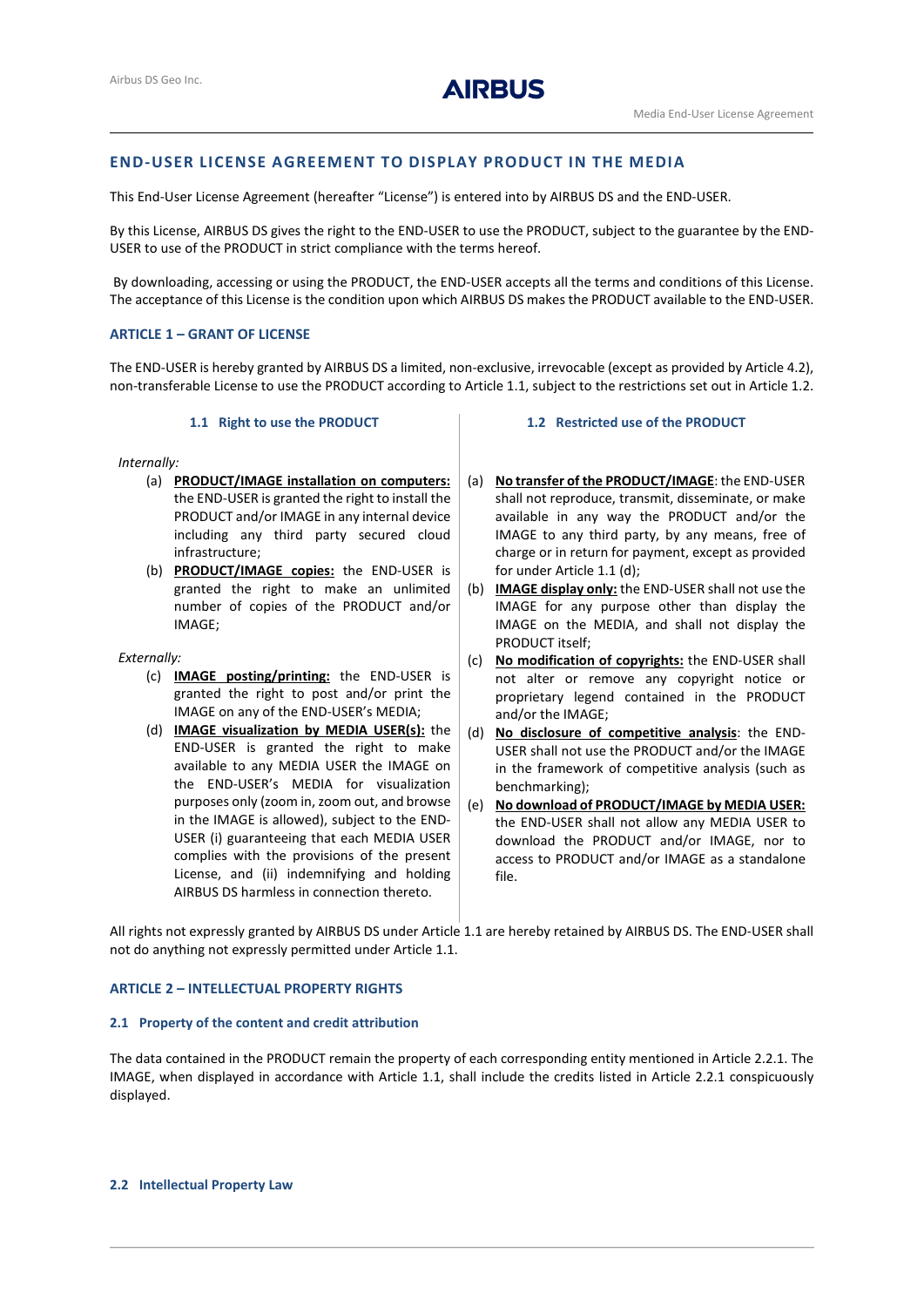## END-USER LICENSE AGREEMENT TO DISPLAY PRODUCT IN THE MEDIA

This End-User License Agreement (hereafter "License") is entered into by AIRBUS DS and the END-USER.

By this License, AIRBUS DS gives the right to the END-USER to use the PRODUCT, subject to the guarantee by the END-USER to use of the PRODUCT in strict compliance with the terms hereof.

By downloading, accessing or using the PRODUCT, the END-USER accepts all the terms and conditions of this License. The acceptance of this License is the condition upon which AIRBUS DS makes the PRODUCT available to the END-USER.

### ARTICLE 1 – GRANT OF LICENSE

The END-USER is hereby granted by AIRBUS DS a limited, non-exclusive, irrevocable (except as provided by Article 4.2), non-transferable License to use the PRODUCT according to Article 1.1, subject to the restrictions set out in Article 1.2.

#### 1.1 Right to use the PRODUCT

*Internally:*

(a) **PRODUCT/IMAGE installation on computers:** the END-USER is granted the right to install the PRODUCT and/or IMAGE in any internal device including any third party secured cloud infrastructure;

(b) **PRODUCT/IMAGE copies:** the END-USER is granted the right to make an unlimited number of copies of the PRODUCT and/or IMAGE;

*Externally:*

(c) **IMAGE posting/printing:** the END-USER is granted the right to post and/or print the IMAGE on any of the END-USER's MEDIA;

(d) **IMAGE visualization by MEDIA USER(s):** the END-USER is granted the right to make available to any MEDIA USER the IMAGE on the END-USER's MEDIA for visualization purposes only (zoom in, zoom out, and browse in the IMAGE is allowed), subject to the END-USER (i) guaranteeing that each MEDIA USER complies with the provisions of the present License, and (ii) indemnifying and holding AIRBUS DS harmless in connection thereto.

#### 1.2 Restricted use of the PRODUCT

(a) **No transfer of the PRODUCT/IMAGE**: the END-USER shall not reproduce, transmit, disseminate, or make available in any way the PRODUCT and/or the IMAGE to any third party, by any means, free of charge or in return for payment, except as provided for under Article 1.1 (d);

(b) **IMAGE display only:** the END-USER shall not use the IMAGE for any purpose other than display the IMAGE on the MEDIA, and shall not display the PRODUCT itself;

(c) **No modification of copyrights:** the END-USER shall not alter or remove any copyright notice or proprietary legend contained in the PRODUCT and/or the IMAGE;

(d) **No disclosure of competitive analysis**: the END-USER shall not use the PRODUCT and/or the IMAGE in the framework of competitive analysis (such as benchmarking);

(e) **No download of PRODUCT/IMAGE by MEDIA USER:** the END-USER shall not allow any MEDIA USER to download the PRODUCT and/or IMAGE, nor to access to PRODUCT and/or IMAGE as a standalone file.

All rights not expressly granted by AIRBUS DS under Article 1.1 are hereby retained by AIRBUS DS. The END-USER shall not do anything not expressly permitted under Article 1.1.

### ARTICLE 2 – INTELLECTUAL PROPERTY RIGHTS

#### 2.1 Property of the content and credit attribution

The data contained in the PRODUCT remain the property of each corresponding entity mentioned in Article 2.2.1. The IMAGE, when displayed in accordance with Article 1.1, shall include the credits listed in Article 2.2.1 conspicuously displayed.

#### 2.2 Intellectual Property Law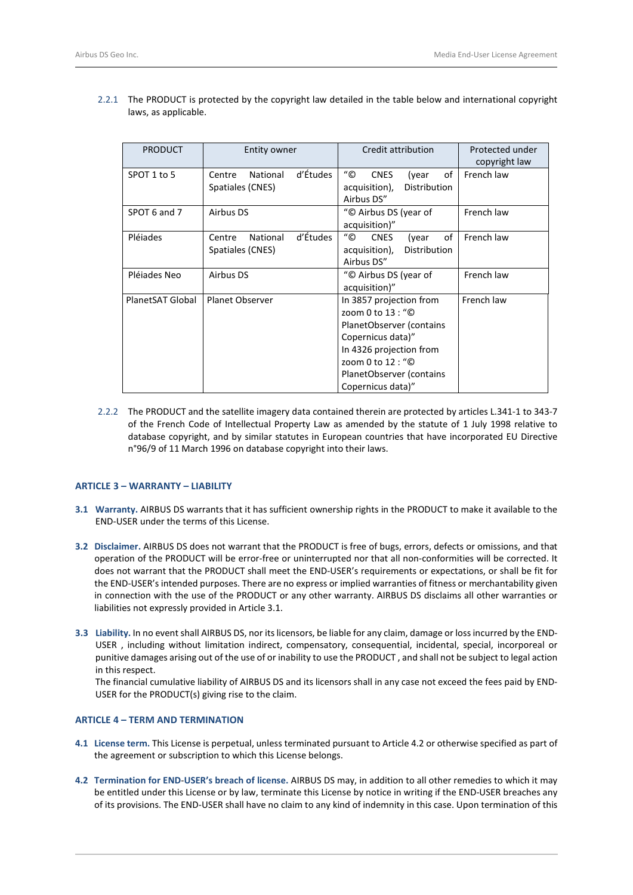2.2.1 The PRODUCT is protected by the copyright law detailed in the table below and international copyright laws, as applicable.

| PRODUCT | Entity owner | Credit attribution | Protected under copyright law |
|---|---|---|---|
| SPOT 1 to 5 | Centre National d'Études Spatiales (CNES) | "© CNES (year of acquisition), Distribution Airbus DS" | French law |
| SPOT 6 and 7 | Airbus DS | "© Airbus DS (year of acquisition)" | French law |
| Pléiades | Centre National d'Études Spatiales (CNES) | "© CNES (year of acquisition), Distribution Airbus DS" | French law |
| Pléiades Neo | Airbus DS | "© Airbus DS (year of acquisition)" | French law |
| PlanetSAT Global | Planet Observer | In 3857 projection from zoom 0 to 13 : "© PlanetObserver (contains Copernicus data)" In 4326 projection from zoom 0 to 12 : "© PlanetObserver (contains Copernicus data)" | French law |

2.2.2 The PRODUCT and the satellite imagery data contained therein are protected by articles L.341-1 to 343-7 of the French Code of Intellectual Property Law as amended by the statute of 1 July 1998 relative to database copyright, and by similar statutes in European countries that have incorporated EU Directive n°96/9 of 11 March 1996 on database copyright into their laws.

## ARTICLE 3 – WARRANTY – LIABILITY

**3.1 Warranty.** AIRBUS DS warrants that it has sufficient ownership rights in the PRODUCT to make it available to the END-USER under the terms of this License.

**3.2 Disclaimer.** AIRBUS DS does not warrant that the PRODUCT is free of bugs, errors, defects or omissions, and that operation of the PRODUCT will be error-free or uninterrupted nor that all non-conformities will be corrected. It does not warrant that the PRODUCT shall meet the END-USER's requirements or expectations, or shall be fit for the END-USER's intended purposes. There are no express or implied warranties of fitness or merchantability given in connection with the use of the PRODUCT or any other warranty. AIRBUS DS disclaims all other warranties or liabilities not expressly provided in Article 3.1.

**3.3 Liability.** In no event shall AIRBUS DS, nor its licensors, be liable for any claim, damage or loss incurred by the END-USER , including without limitation indirect, compensatory, consequential, incidental, special, incorporeal or punitive damages arising out of the use of or inability to use the PRODUCT , and shall not be subject to legal action in this respect.
The financial cumulative liability of AIRBUS DS and its licensors shall in any case not exceed the fees paid by END-USER for the PRODUCT(s) giving rise to the claim.

## ARTICLE 4 – TERM AND TERMINATION

**4.1 License term.** This License is perpetual, unless terminated pursuant to Article 4.2 or otherwise specified as part of the agreement or subscription to which this License belongs.

**4.2 Termination for END-USER's breach of license.** AIRBUS DS may, in addition to all other remedies to which it may be entitled under this License or by law, terminate this License by notice in writing if the END-USER breaches any of its provisions. The END-USER shall have no claim to any kind of indemnity in this case. Upon termination of this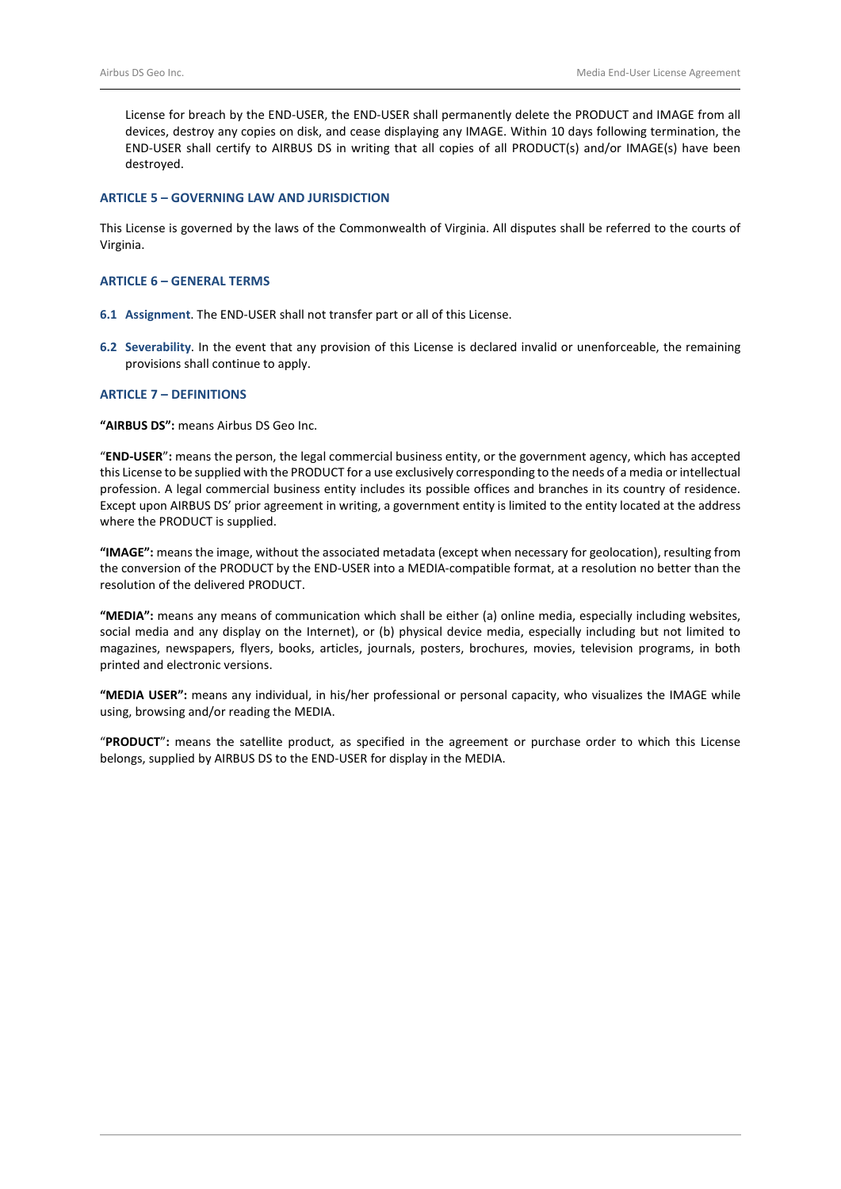License for breach by the END-USER, the END-USER shall permanently delete the PRODUCT and IMAGE from all devices, destroy any copies on disk, and cease displaying any IMAGE. Within 10 days following termination, the END-USER shall certify to AIRBUS DS in writing that all copies of all PRODUCT(s) and/or IMAGE(s) have been destroyed.

### ARTICLE 5 – GOVERNING LAW AND JURISDICTION

This License is governed by the laws of the Commonwealth of Virginia. All disputes shall be referred to the courts of Virginia.

### ARTICLE 6 – GENERAL TERMS

**6.1 Assignment**. The END-USER shall not transfer part or all of this License.

**6.2 Severability**. In the event that any provision of this License is declared invalid or unenforceable, the remaining provisions shall continue to apply.

### ARTICLE 7 – DEFINITIONS

**"AIRBUS DS":** means Airbus DS Geo Inc.

"**END-USER**"**:** means the person, the legal commercial business entity, or the government agency, which has accepted this License to be supplied with the PRODUCT for a use exclusively corresponding to the needs of a media or intellectual profession. A legal commercial business entity includes its possible offices and branches in its country of residence. Except upon AIRBUS DS' prior agreement in writing, a government entity is limited to the entity located at the address where the PRODUCT is supplied.

**"IMAGE":** means the image, without the associated metadata (except when necessary for geolocation), resulting from the conversion of the PRODUCT by the END-USER into a MEDIA-compatible format, at a resolution no better than the resolution of the delivered PRODUCT.

**"MEDIA":** means any means of communication which shall be either (a) online media, especially including websites, social media and any display on the Internet), or (b) physical device media, especially including but not limited to magazines, newspapers, flyers, books, articles, journals, posters, brochures, movies, television programs, in both printed and electronic versions.

**"MEDIA USER":** means any individual, in his/her professional or personal capacity, who visualizes the IMAGE while using, browsing and/or reading the MEDIA.

"**PRODUCT**"**:** means the satellite product, as specified in the agreement or purchase order to which this License belongs, supplied by AIRBUS DS to the END-USER for display in the MEDIA.